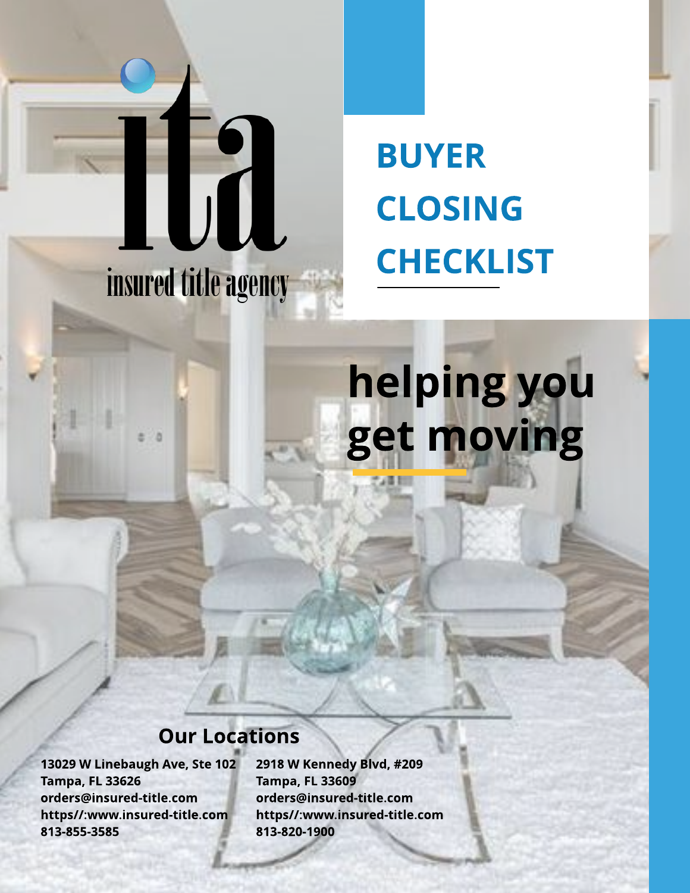ita

insured title agency

# BUYER CLOSING CHECKLIST

## helping you get moving

### Our Locations

**13029 W Linebaugh Ave, Ste 102**
**Tampa, FL 33626**
**orders@insured-title.com**
**https//:www.insured-title.com**
**813-855-3585**

**2918 W Kennedy Blvd, #209**
**Tampa, FL 33609**
**orders@insured-title.com**
**https//:www.insured-title.com**
**813-820-1900**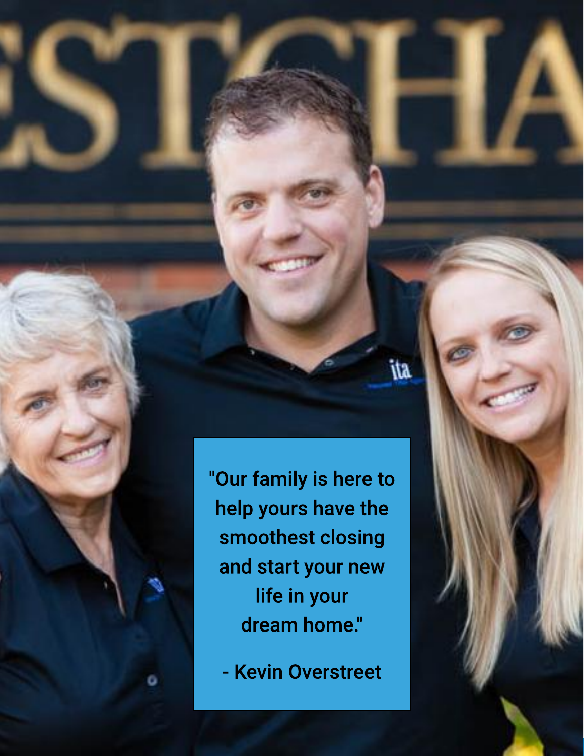"Our family is here to help yours have the smoothest closing and start your new life in your dream home."

- Kevin Overstreet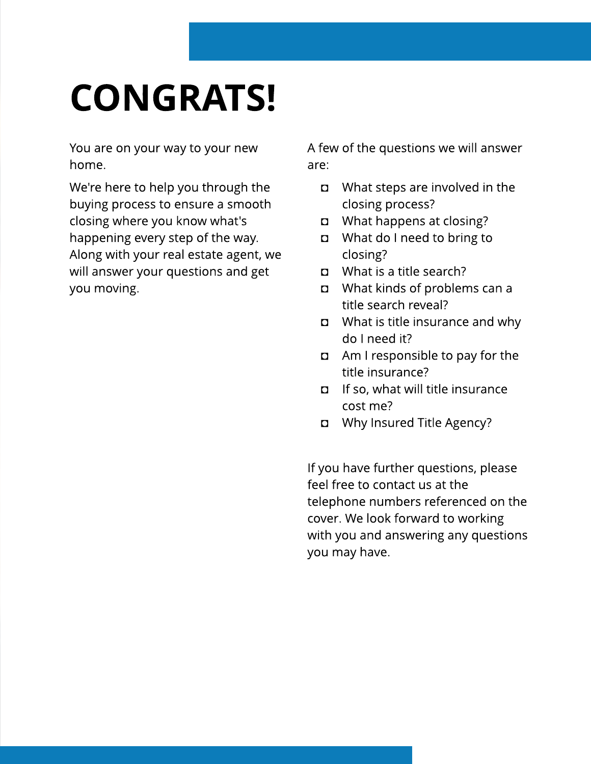# CONGRATS!

You are on your way to your new home.

We're here to help you through the buying process to ensure a smooth closing where you know what's happening every step of the way. Along with your real estate agent, we will answer your questions and get you moving.

A few of the questions we will answer are:

- What steps are involved in the closing process?
- What happens at closing?
- What do I need to bring to closing?
- What is a title search?
- What kinds of problems can a title search reveal?
- What is title insurance and why do I need it?
- Am I responsible to pay for the title insurance?
- If so, what will title insurance cost me?
- Why Insured Title Agency?

If you have further questions, please feel free to contact us at the telephone numbers referenced on the cover. We look forward to working with you and answering any questions you may have.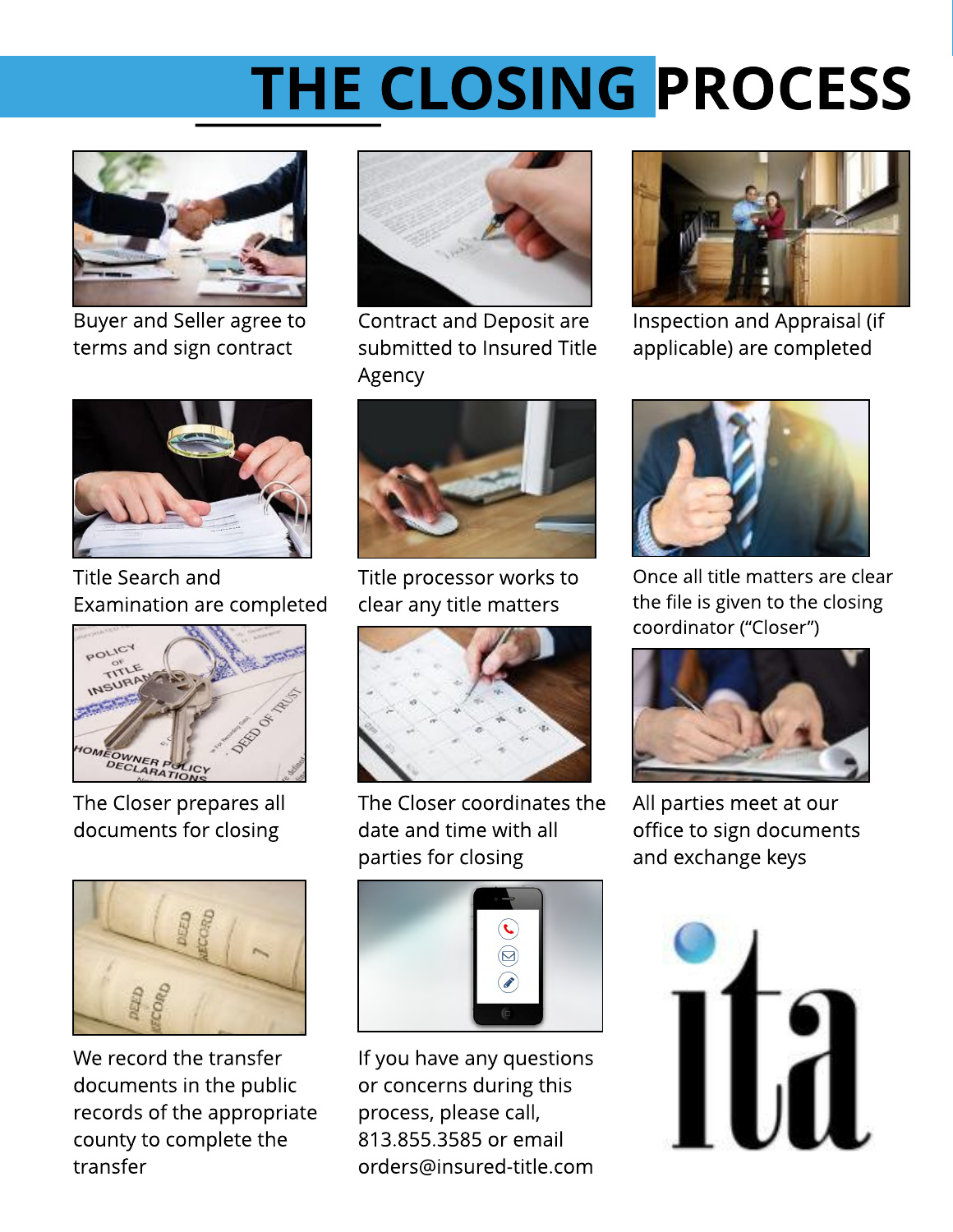# THE CLOSING PROCESS

Buyer and Seller agree to terms and sign contract

Contract and Deposit are submitted to Insured Title Agency

Inspection and Appraisal (if applicable) are completed

Title Search and Examination are completed

Title processor works to clear any title matters

Once all title matters are clear the file is given to the closing coordinator ("Closer")

The Closer prepares all documents for closing

The Closer coordinates the date and time with all parties for closing

All parties meet at our office to sign documents and exchange keys

We record the transfer documents in the public records of the appropriate county to complete the transfer

If you have any questions or concerns during this process, please call, 813.855.3585 or email orders@insured-title.com

ita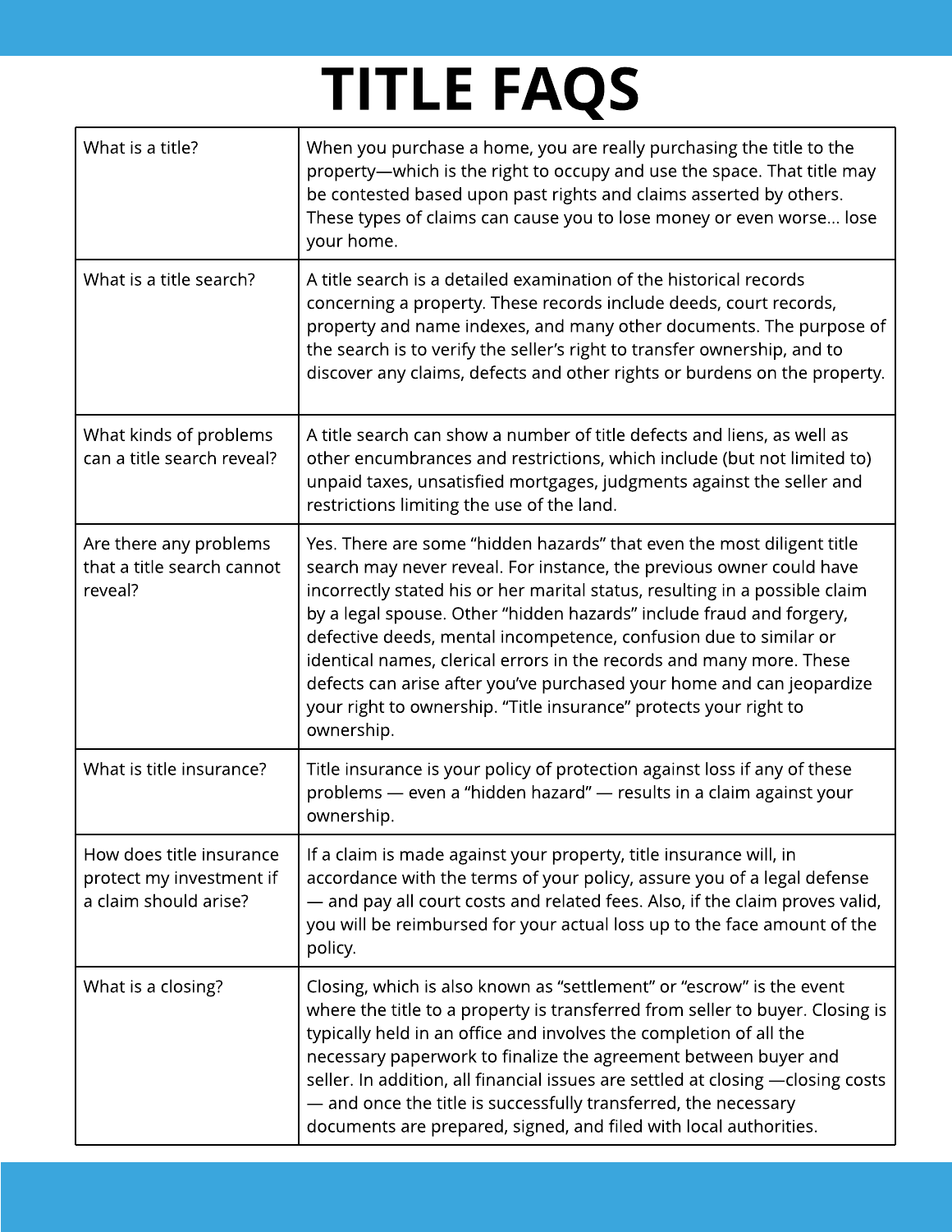# TITLE FAQS

| | |
|---|---|
| What is a title? | When you purchase a home, you are really purchasing the title to the property—which is the right to occupy and use the space. That title may be contested based upon past rights and claims asserted by others. These types of claims can cause you to lose money or even worse… lose your home. |
| What is a title search? | A title search is a detailed examination of the historical records concerning a property. These records include deeds, court records, property and name indexes, and many other documents. The purpose of the search is to verify the seller's right to transfer ownership, and to discover any claims, defects and other rights or burdens on the property. |
| What kinds of problems can a title search reveal? | A title search can show a number of title defects and liens, as well as other encumbrances and restrictions, which include (but not limited to) unpaid taxes, unsatisfied mortgages, judgments against the seller and restrictions limiting the use of the land. |
| Are there any problems that a title search cannot reveal? | Yes. There are some "hidden hazards" that even the most diligent title search may never reveal. For instance, the previous owner could have incorrectly stated his or her marital status, resulting in a possible claim by a legal spouse. Other "hidden hazards" include fraud and forgery, defective deeds, mental incompetence, confusion due to similar or identical names, clerical errors in the records and many more. These defects can arise after you've purchased your home and can jeopardize your right to ownership. "Title insurance" protects your right to ownership. |
| What is title insurance? | Title insurance is your policy of protection against loss if any of these problems — even a "hidden hazard" — results in a claim against your ownership. |
| How does title insurance protect my investment if a claim should arise? | If a claim is made against your property, title insurance will, in accordance with the terms of your policy, assure you of a legal defense — and pay all court costs and related fees. Also, if the claim proves valid, you will be reimbursed for your actual loss up to the face amount of the policy. |
| What is a closing? | Closing, which is also known as "settlement" or "escrow" is the event where the title to a property is transferred from seller to buyer. Closing is typically held in an office and involves the completion of all the necessary paperwork to finalize the agreement between buyer and seller. In addition, all financial issues are settled at closing —closing costs — and once the title is successfully transferred, the necessary documents are prepared, signed, and filed with local authorities. |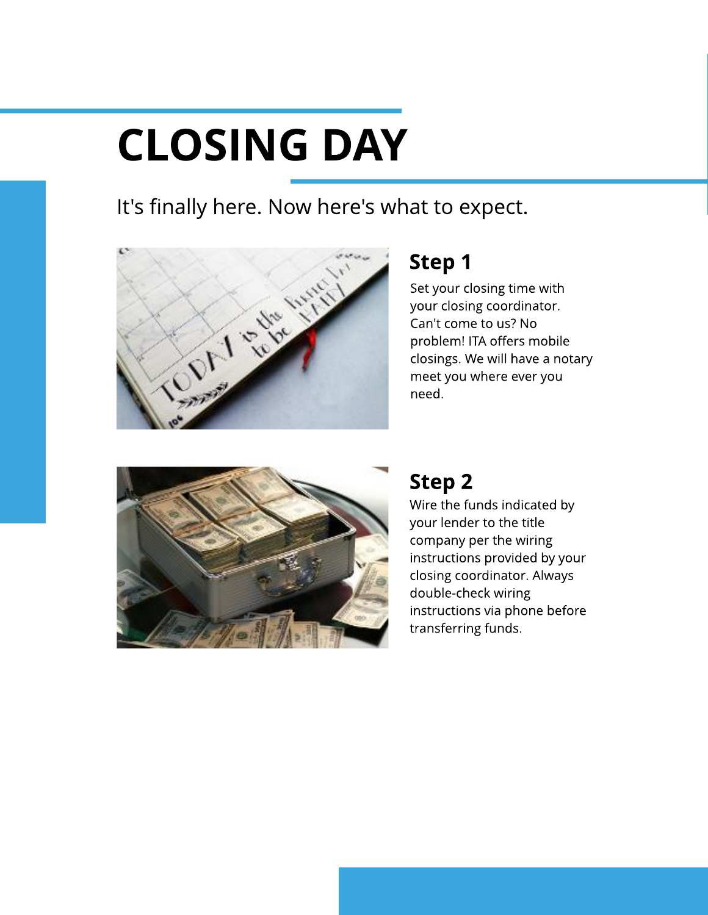# CLOSING DAY

It's finally here. Now here's what to expect.

## Step 1

Set your closing time with your closing coordinator. Can't come to us? No problem! ITA offers mobile closings. We will have a notary meet you where ever you need.

## Step 2

Wire the funds indicated by your lender to the title company per the wiring instructions provided by your closing coordinator. Always double-check wiring instructions via phone before transferring funds.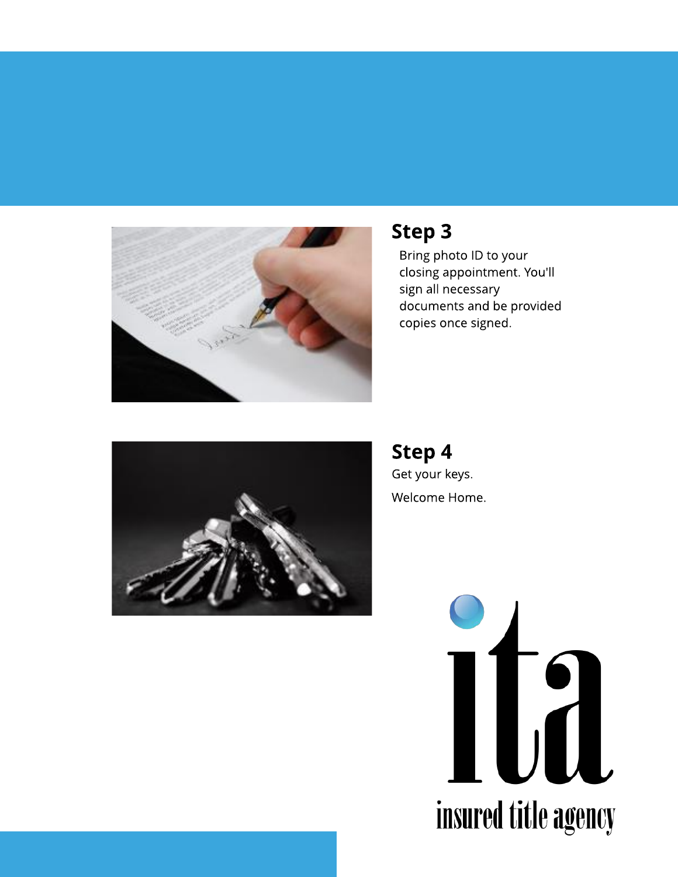## Step 3

Bring photo ID to your closing appointment. You'll sign all necessary documents and be provided copies once signed.

## Step 4

Get your keys.

Welcome Home.

ita

insured title agency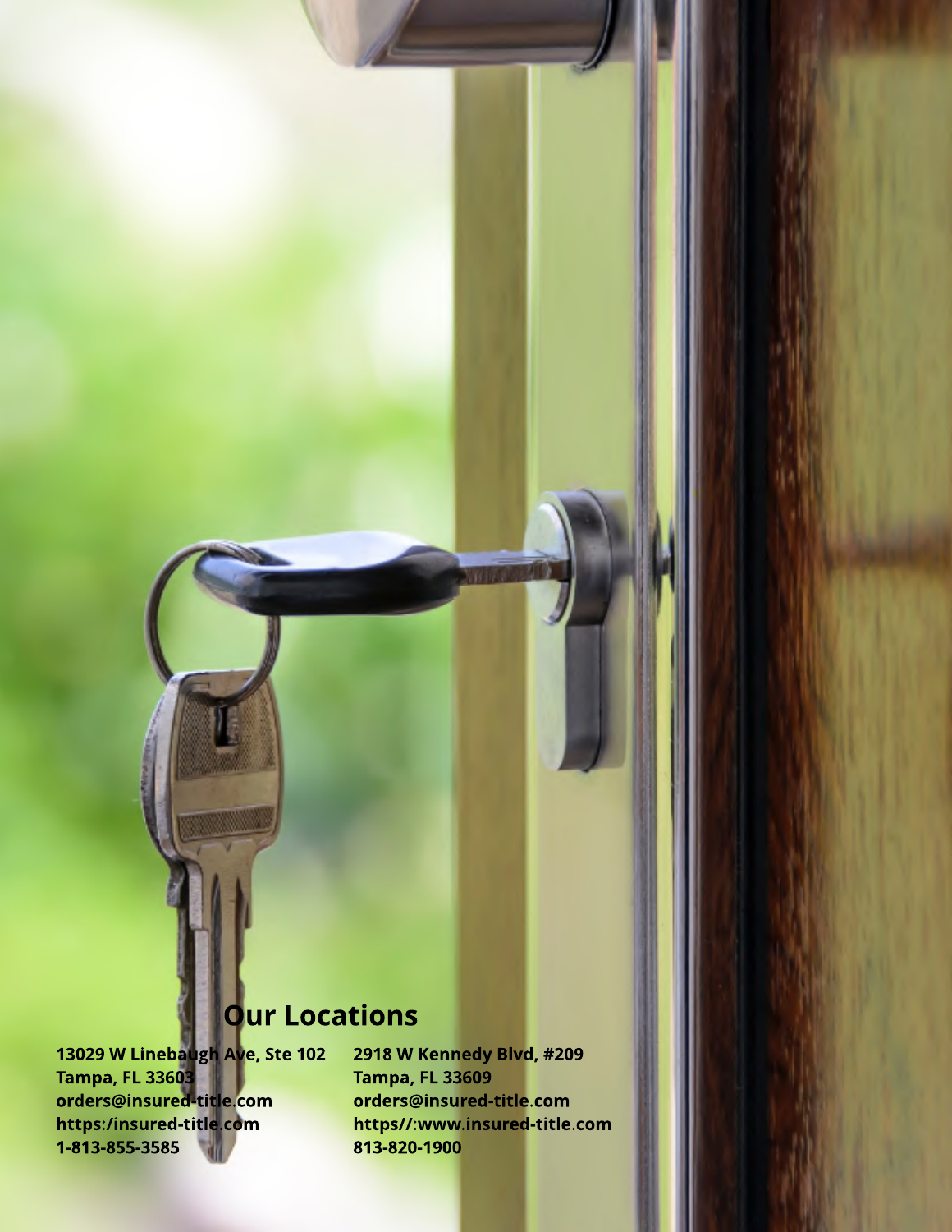## Our Locations

**13029 W Linebaugh Ave, Ste 102**
**Tampa, FL 33603**
**orders@insured-title.com**
**https:/insured-title.com**
**1-813-855-3585**

**2918 W Kennedy Blvd, #209**
**Tampa, FL 33609**
**orders@insured-title.com**
**https//:www.insured-title.com**
**813-820-1900**